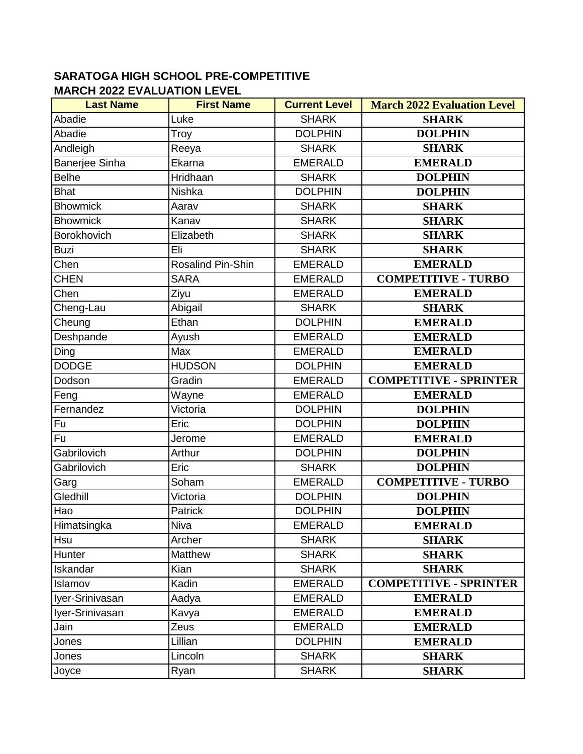**SARATOGA HIGH SCHOOL PRE-COMPETITIVE**
**MARCH 2022 EVALUATION LEVEL**

| Last Name | First Name | Current Level | March 2022 Evaluation Level |
|---|---|---|---|
| Abadie | Luke | SHARK | **SHARK** |
| Abadie | Troy | DOLPHIN | **DOLPHIN** |
| Andleigh | Reeya | SHARK | **SHARK** |
| Banerjee Sinha | Ekarna | EMERALD | **EMERALD** |
| Belhe | Hridhaan | SHARK | **DOLPHIN** |
| Bhat | Nishka | DOLPHIN | **DOLPHIN** |
| Bhowmick | Aarav | SHARK | **SHARK** |
| Bhowmick | Kanav | SHARK | **SHARK** |
| Borokhovich | Elizabeth | SHARK | **SHARK** |
| Buzi | Eli | SHARK | **SHARK** |
| Chen | Rosalind Pin-Shin | EMERALD | **EMERALD** |
| CHEN | SARA | EMERALD | **COMPETITIVE - TURBO** |
| Chen | Ziyu | EMERALD | **EMERALD** |
| Cheng-Lau | Abigail | SHARK | **SHARK** |
| Cheung | Ethan | DOLPHIN | **EMERALD** |
| Deshpande | Ayush | EMERALD | **EMERALD** |
| Ding | Max | EMERALD | **EMERALD** |
| DODGE | HUDSON | DOLPHIN | **EMERALD** |
| Dodson | Gradin | EMERALD | **COMPETITIVE - SPRINTER** |
| Feng | Wayne | EMERALD | **EMERALD** |
| Fernandez | Victoria | DOLPHIN | **DOLPHIN** |
| Fu | Eric | DOLPHIN | **DOLPHIN** |
| Fu | Jerome | EMERALD | **EMERALD** |
| Gabrilovich | Arthur | DOLPHIN | **DOLPHIN** |
| Gabrilovich | Eric | SHARK | **DOLPHIN** |
| Garg | Soham | EMERALD | **COMPETITIVE - TURBO** |
| Gledhill | Victoria | DOLPHIN | **DOLPHIN** |
| Hao | Patrick | DOLPHIN | **DOLPHIN** |
| Himatsingka | Niva | EMERALD | **EMERALD** |
| Hsu | Archer | SHARK | **SHARK** |
| Hunter | Matthew | SHARK | **SHARK** |
| Iskandar | Kian | SHARK | **SHARK** |
| Islamov | Kadin | EMERALD | **COMPETITIVE - SPRINTER** |
| Iyer-Srinivasan | Aadya | EMERALD | **EMERALD** |
| Iyer-Srinivasan | Kavya | EMERALD | **EMERALD** |
| Jain | Zeus | EMERALD | **EMERALD** |
| Jones | Lillian | DOLPHIN | **EMERALD** |
| Jones | Lincoln | SHARK | **SHARK** |
| Joyce | Ryan | SHARK | **SHARK** |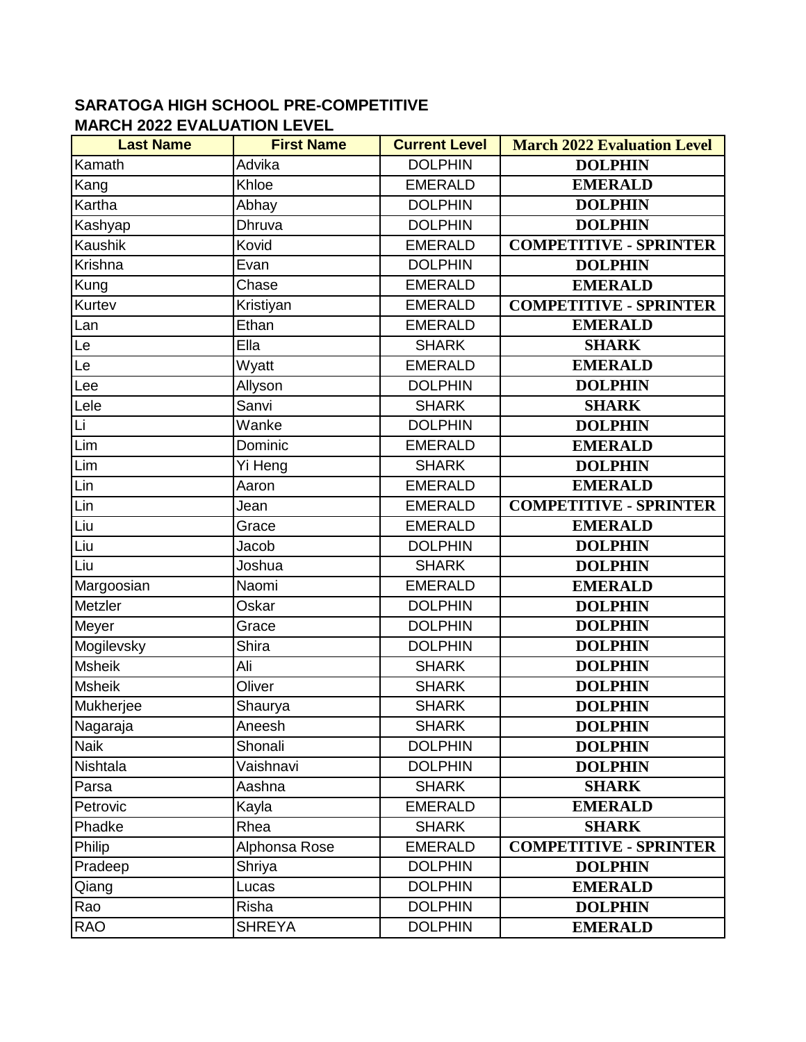**SARATOGA HIGH SCHOOL PRE-COMPETITIVE**
**MARCH 2022 EVALUATION LEVEL**

| Last Name | First Name | Current Level | March 2022 Evaluation Level |
|---|---|---|---|
| Kamath | Advika | DOLPHIN | DOLPHIN |
| Kang | Khloe | EMERALD | EMERALD |
| Kartha | Abhay | DOLPHIN | DOLPHIN |
| Kashyap | Dhruva | DOLPHIN | DOLPHIN |
| Kaushik | Kovid | EMERALD | COMPETITIVE - SPRINTER |
| Krishna | Evan | DOLPHIN | DOLPHIN |
| Kung | Chase | EMERALD | EMERALD |
| Kurtev | Kristiyan | EMERALD | COMPETITIVE - SPRINTER |
| Lan | Ethan | EMERALD | EMERALD |
| Le | Ella | SHARK | SHARK |
| Le | Wyatt | EMERALD | EMERALD |
| Lee | Allyson | DOLPHIN | DOLPHIN |
| Lele | Sanvi | SHARK | SHARK |
| Li | Wanke | DOLPHIN | DOLPHIN |
| Lim | Dominic | EMERALD | EMERALD |
| Lim | Yi Heng | SHARK | DOLPHIN |
| Lin | Aaron | EMERALD | EMERALD |
| Lin | Jean | EMERALD | COMPETITIVE - SPRINTER |
| Liu | Grace | EMERALD | EMERALD |
| Liu | Jacob | DOLPHIN | DOLPHIN |
| Liu | Joshua | SHARK | DOLPHIN |
| Margoosian | Naomi | EMERALD | EMERALD |
| Metzler | Oskar | DOLPHIN | DOLPHIN |
| Meyer | Grace | DOLPHIN | DOLPHIN |
| Mogilevsky | Shira | DOLPHIN | DOLPHIN |
| Msheik | Ali | SHARK | DOLPHIN |
| Msheik | Oliver | SHARK | DOLPHIN |
| Mukherjee | Shaurya | SHARK | DOLPHIN |
| Nagaraja | Aneesh | SHARK | DOLPHIN |
| Naik | Shonali | DOLPHIN | DOLPHIN |
| Nishtala | Vaishnavi | DOLPHIN | DOLPHIN |
| Parsa | Aashna | SHARK | SHARK |
| Petrovic | Kayla | EMERALD | EMERALD |
| Phadke | Rhea | SHARK | SHARK |
| Philip | Alphonsa Rose | EMERALD | COMPETITIVE - SPRINTER |
| Pradeep | Shriya | DOLPHIN | DOLPHIN |
| Qiang | Lucas | DOLPHIN | EMERALD |
| Rao | Risha | DOLPHIN | DOLPHIN |
| RAO | SHREYA | DOLPHIN | EMERALD |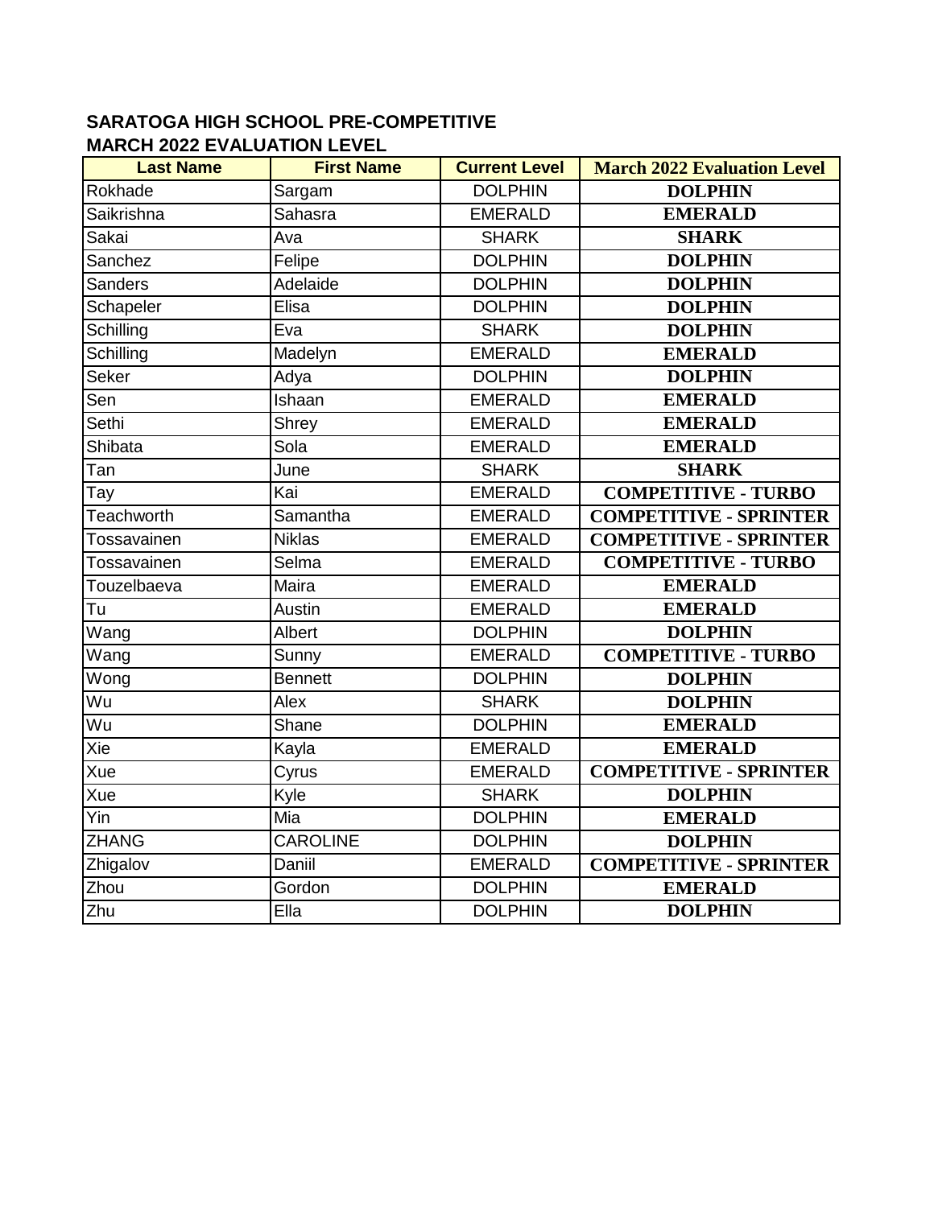**SARATOGA HIGH SCHOOL PRE-COMPETITIVE**
**MARCH 2022 EVALUATION LEVEL**

| Last Name | First Name | Current Level | March 2022 Evaluation Level |
|---|---|---|---|
| Rokhade | Sargam | DOLPHIN | DOLPHIN |
| Saikrishna | Sahasra | EMERALD | EMERALD |
| Sakai | Ava | SHARK | SHARK |
| Sanchez | Felipe | DOLPHIN | DOLPHIN |
| Sanders | Adelaide | DOLPHIN | DOLPHIN |
| Schapeler | Elisa | DOLPHIN | DOLPHIN |
| Schilling | Eva | SHARK | DOLPHIN |
| Schilling | Madelyn | EMERALD | EMERALD |
| Seker | Adya | DOLPHIN | DOLPHIN |
| Sen | Ishaan | EMERALD | EMERALD |
| Sethi | Shrey | EMERALD | EMERALD |
| Shibata | Sola | EMERALD | EMERALD |
| Tan | June | SHARK | SHARK |
| Tay | Kai | EMERALD | COMPETITIVE - TURBO |
| Teachworth | Samantha | EMERALD | COMPETITIVE - SPRINTER |
| Tossavainen | Niklas | EMERALD | COMPETITIVE - SPRINTER |
| Tossavainen | Selma | EMERALD | COMPETITIVE - TURBO |
| Touzelbaeva | Maira | EMERALD | EMERALD |
| Tu | Austin | EMERALD | EMERALD |
| Wang | Albert | DOLPHIN | DOLPHIN |
| Wang | Sunny | EMERALD | COMPETITIVE - TURBO |
| Wong | Bennett | DOLPHIN | DOLPHIN |
| Wu | Alex | SHARK | DOLPHIN |
| Wu | Shane | DOLPHIN | EMERALD |
| Xie | Kayla | EMERALD | EMERALD |
| Xue | Cyrus | EMERALD | COMPETITIVE - SPRINTER |
| Xue | Kyle | SHARK | DOLPHIN |
| Yin | Mia | DOLPHIN | EMERALD |
| ZHANG | CAROLINE | DOLPHIN | DOLPHIN |
| Zhigalov | Daniil | EMERALD | COMPETITIVE - SPRINTER |
| Zhou | Gordon | DOLPHIN | EMERALD |
| Zhu | Ella | DOLPHIN | DOLPHIN |